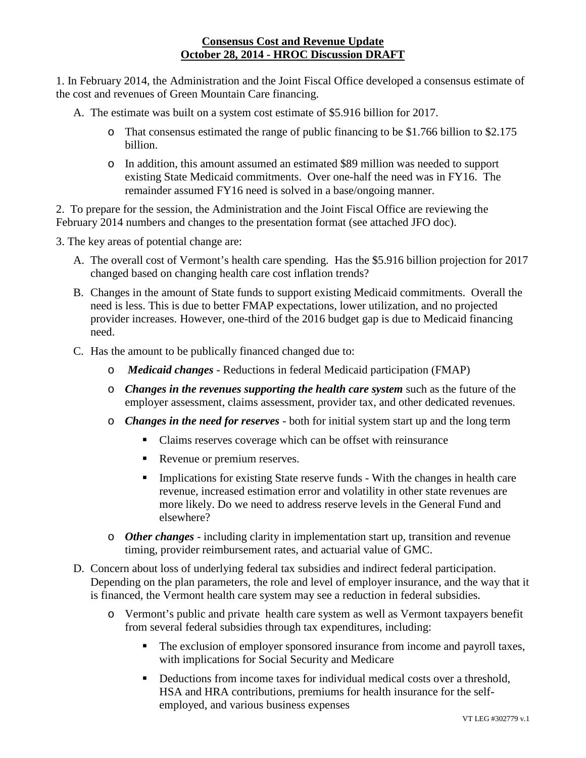**Consensus Cost and Revenue Update**
**October 28, 2014 - HROC Discussion DRAFT**

1. In February 2014, the Administration and the Joint Fiscal Office developed a consensus estimate of the cost and revenues of Green Mountain Care financing.

   A. The estimate was built on a system cost estimate of $5.916 billion for 2017.

      - That consensus estimated the range of public financing to be $1.766 billion to $2.175 billion.
      - In addition, this amount assumed an estimated $89 million was needed to support existing State Medicaid commitments. Over one-half the need was in FY16. The remainder assumed FY16 need is solved in a base/ongoing manner.

2. To prepare for the session, the Administration and the Joint Fiscal Office are reviewing the February 2014 numbers and changes to the presentation format (see attached JFO doc).

3. The key areas of potential change are:

   A. The overall cost of Vermont's health care spending. Has the $5.916 billion projection for 2017 changed based on changing health care cost inflation trends?

   B. Changes in the amount of State funds to support existing Medicaid commitments. Overall the need is less. This is due to better FMAP expectations, lower utilization, and no projected provider increases. However, one-third of the 2016 budget gap is due to Medicaid financing need.

   C. Has the amount to be publically financed changed due to:

      - ***Medicaid changes*** - Reductions in federal Medicaid participation (FMAP)
      - ***Changes in the revenues supporting the health care system*** such as the future of the employer assessment, claims assessment, provider tax, and other dedicated revenues.
      - ***Changes in the need for reserves*** - both for initial system start up and the long term
         - Claims reserves coverage which can be offset with reinsurance
         - Revenue or premium reserves.
         - Implications for existing State reserve funds - With the changes in health care revenue, increased estimation error and volatility in other state revenues are more likely. Do we need to address reserve levels in the General Fund and elsewhere?
      - ***Other changes*** - including clarity in implementation start up, transition and revenue timing, provider reimbursement rates, and actuarial value of GMC.

   D. Concern about loss of underlying federal tax subsidies and indirect federal participation. Depending on the plan parameters, the role and level of employer insurance, and the way that it is financed, the Vermont health care system may see a reduction in federal subsidies.

      - Vermont's public and private health care system as well as Vermont taxpayers benefit from several federal subsidies through tax expenditures, including:
         - The exclusion of employer sponsored insurance from income and payroll taxes, with implications for Social Security and Medicare
         - Deductions from income taxes for individual medical costs over a threshold, HSA and HRA contributions, premiums for health insurance for the self-employed, and various business expenses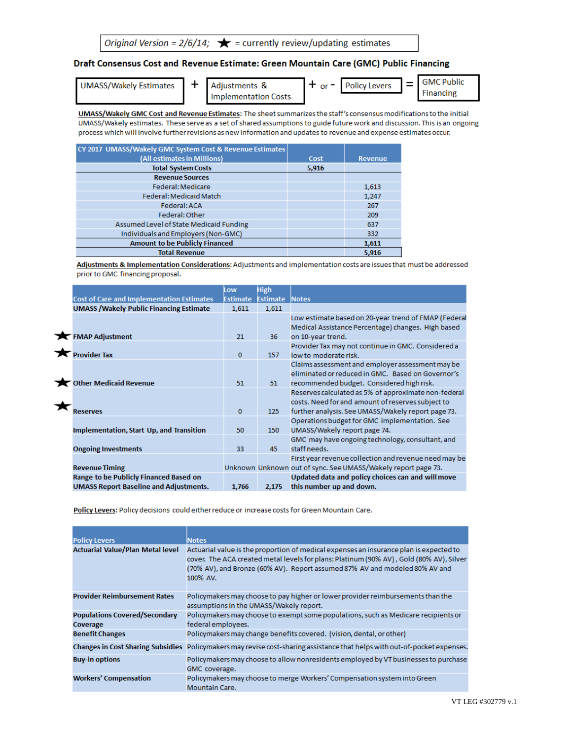*Original Version = 2/6/14;* ★ = currently review/updating estimates

## Draft Consensus Cost and Revenue Estimate: Green Mountain Care (GMC) Public Financing

UMASS/Wakely Estimates + Adjustments & Implementation Costs + or − Policy Levers = GMC Public Financing

**UMASS/Wakely GMC Cost and Revenue Estimates**: The sheet summarizes the staff's consensus modifications to the initial UMASS/Wakely estimates. These serve as a set of shared assumptions to guide future work and discussion. This is an ongoing process which will involve further revisions as new information and updates to revenue and expense estimates occur.

| CY 2017 UMASS/Wakely GMC System Cost & Revenue Estimates (All estimates in Millions) | Cost | Revenue |
|---|---|---|
| **Total System Costs** | **5,916** | |
| **Revenue Sources** | | |
| Federal: Medicare | | 1,613 |
| Federal: Medicaid Match | | 1,247 |
| Federal: ACA | | 267 |
| Federal: Other | | 209 |
| Assumed Level of State Medicaid Funding | | 637 |
| Individuals and Employers (Non-GMC) | | 332 |
| **Amount to be Publicly Financed** | | **1,611** |
| **Total Revenue** | | **5,916** |

**Adjustments & Implementation Considerations**: Adjustments and implementation costs are issues that must be addressed prior to GMC financing proposal.

| Cost of Care and Implementation Estimates | Low Estimate | High Estimate | Notes |
|---|---|---|---|
| **UMASS /Wakely Public Financing Estimate** | 1,611 | 1,611 | |
| ★ **FMAP Adjustment** | 21 | 36 | Low estimate based on 20-year trend of FMAP (Federal Medical Assistance Percentage) changes. High based on 10-year trend. |
| ★ **Provider Tax** | 0 | 157 | Provider Tax may not continue in GMC. Considered a low to moderate risk. |
| ★ **Other Medicaid Revenue** | 51 | 51 | Claims assessment and employer assessment may be eliminated or reduced in GMC. Based on Governor's recommended budget. Considered high risk. |
| ★ **Reserves** | 0 | 125 | Reserves calculated as 5% of approximate non-federal costs. Need for and amount of reserves subject to further analysis. See UMASS/Wakely report page 73. |
| **Implementation, Start Up, and Transition** | 50 | 150 | Operations budget for GMC implementation. See UMASS/Wakely report page 74. |
| **Ongoing Investments** | 33 | 45 | GMC may have ongoing technology, consultant, and staff needs. |
| **Revenue Timing** | Unknown | Unknown | First year revenue collection and revenue need may be out of sync. See UMASS/Wakely report page 73. |
| **Range to be Publicly Financed Based on UMASS Report Baseline and Adjustments.** | **1,766** | **2,175** | **Updated data and policy choices can and will move this number up and down.** |

**Policy Levers**: Policy decisions could either reduce or increase costs for Green Mountain Care.

| Policy Levers | Notes |
|---|---|
| **Actuarial Value/Plan Metal level** | Actuarial value is the proportion of medical expenses an insurance plan is expected to cover. The ACA created metal levels for plans: Platinum (90% AV), Gold (80% AV), Silver (70% AV), and Bronze (60% AV). Report assumed 87% AV and modeled 80% AV and 100% AV. |
| **Provider Reimbursement Rates** | Policymakers may choose to pay higher or lower provider reimbursements than the assumptions in the UMASS/Wakely report. |
| **Populations Covered/Secondary Coverage** | Policymakers may choose to exempt some populations, such as Medicare recipients or federal employees. |
| **Benefit Changes** | Policymakers may change benefits covered. (vision, dental, or other) |
| **Changes in Cost Sharing Subsidies** | Policymakers may revise cost-sharing assistance that helps with out-of-pocket expenses. |
| **Buy-in options** | Policymakers may choose to allow nonresidents employed by VT businesses to purchase GMC coverage. |
| **Workers' Compensation** | Policymakers may choose to merge Workers' Compensation system into Green Mountain Care. |

VT LEG #302779 v.1